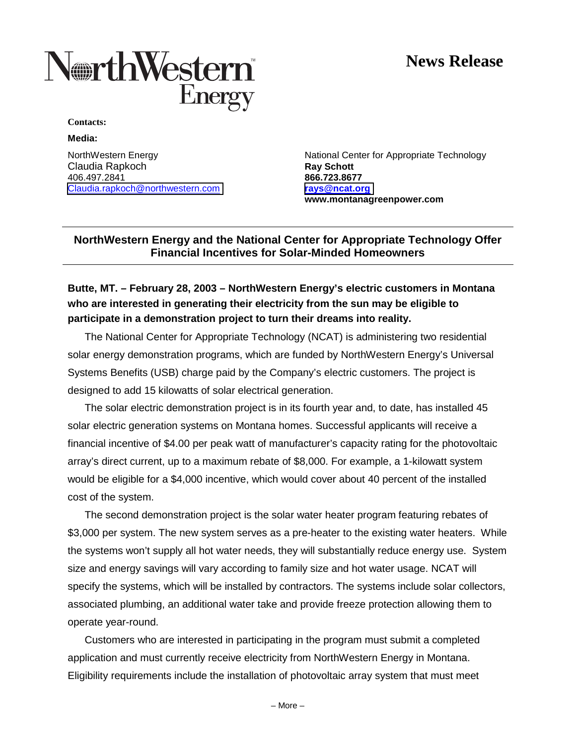NorthWestern Energy

**News Release**

**Contacts:**

**Media:**

NorthWestern Energy
Claudia Rapkoch
406.497.2841
Claudia.rapkoch@northwestern.com

National Center for Appropriate Technology
**Ray Schott**
**866.723.8677**
**rays@ncat.org**
**www.montanagreenpower.com**

---

## NorthWestern Energy and the National Center for Appropriate Technology Offer Financial Incentives for Solar-Minded Homeowners

---

**Butte, MT. – February 28, 2003 – NorthWestern Energy's electric customers in Montana who are interested in generating their electricity from the sun may be eligible to participate in a demonstration project to turn their dreams into reality.**

The National Center for Appropriate Technology (NCAT) is administering two residential solar energy demonstration programs, which are funded by NorthWestern Energy's Universal Systems Benefits (USB) charge paid by the Company's electric customers. The project is designed to add 15 kilowatts of solar electrical generation.

The solar electric demonstration project is in its fourth year and, to date, has installed 45 solar electric generation systems on Montana homes. Successful applicants will receive a financial incentive of $4.00 per peak watt of manufacturer's capacity rating for the photovoltaic array's direct current, up to a maximum rebate of $8,000. For example, a 1-kilowatt system would be eligible for a $4,000 incentive, which would cover about 40 percent of the installed cost of the system.

The second demonstration project is the solar water heater program featuring rebates of $3,000 per system. The new system serves as a pre-heater to the existing water heaters. While the systems won't supply all hot water needs, they will substantially reduce energy use. System size and energy savings will vary according to family size and hot water usage. NCAT will specify the systems, which will be installed by contractors. The systems include solar collectors, associated plumbing, an additional water take and provide freeze protection allowing them to operate year-round.

Customers who are interested in participating in the program must submit a completed application and must currently receive electricity from NorthWestern Energy in Montana. Eligibility requirements include the installation of photovoltaic array system that must meet

– More –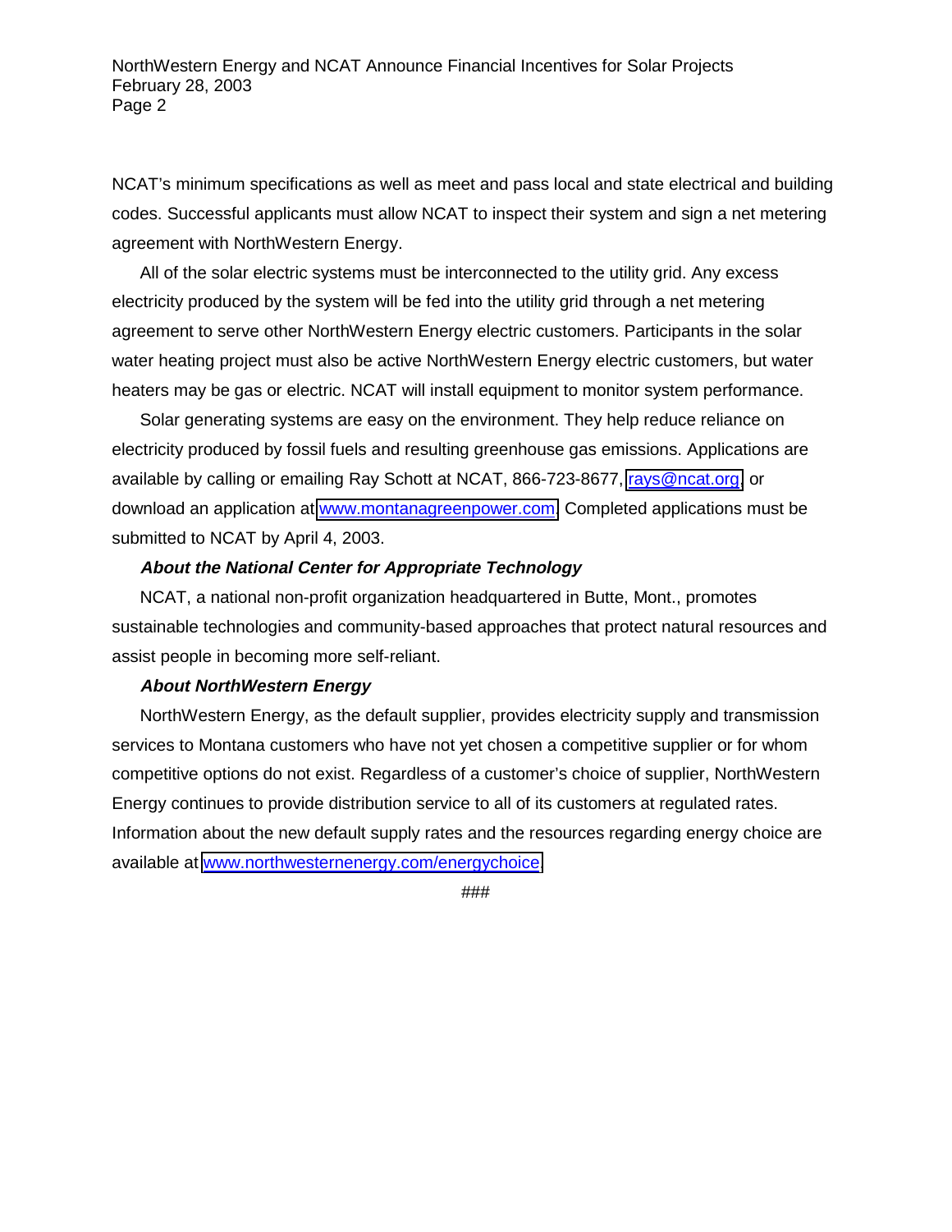NCAT's minimum specifications as well as meet and pass local and state electrical and building codes. Successful applicants must allow NCAT to inspect their system and sign a net metering agreement with NorthWestern Energy.

All of the solar electric systems must be interconnected to the utility grid. Any excess electricity produced by the system will be fed into the utility grid through a net metering agreement to serve other NorthWestern Energy electric customers. Participants in the solar water heating project must also be active NorthWestern Energy electric customers, but water heaters may be gas or electric. NCAT will install equipment to monitor system performance.

Solar generating systems are easy on the environment. They help reduce reliance on electricity produced by fossil fuels and resulting greenhouse gas emissions. Applications are available by calling or emailing Ray Schott at NCAT, 866-723-8677, rays@ncat.org, or download an application at www.montanagreenpower.com. Completed applications must be submitted to NCAT by April 4, 2003.

***About the National Center for Appropriate Technology***

NCAT, a national non-profit organization headquartered in Butte, Mont., promotes sustainable technologies and community-based approaches that protect natural resources and assist people in becoming more self-reliant.

***About NorthWestern Energy***

NorthWestern Energy, as the default supplier, provides electricity supply and transmission services to Montana customers who have not yet chosen a competitive supplier or for whom competitive options do not exist. Regardless of a customer's choice of supplier, NorthWestern Energy continues to provide distribution service to all of its customers at regulated rates. Information about the new default supply rates and the resources regarding energy choice are available at www.northwesternenergy.com/energychoice.

###